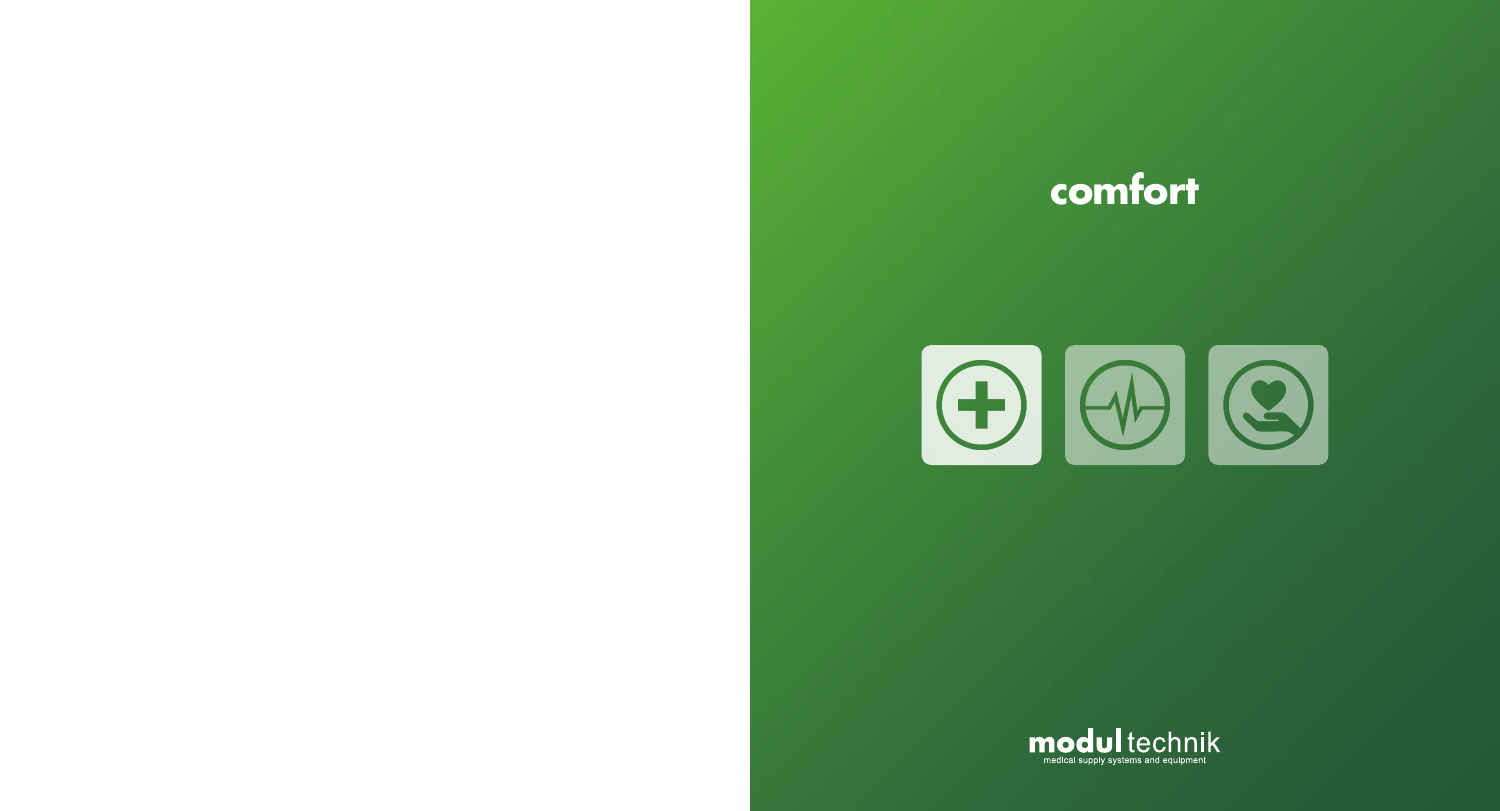# comfort

**modul** technik

medical supply systems and equipment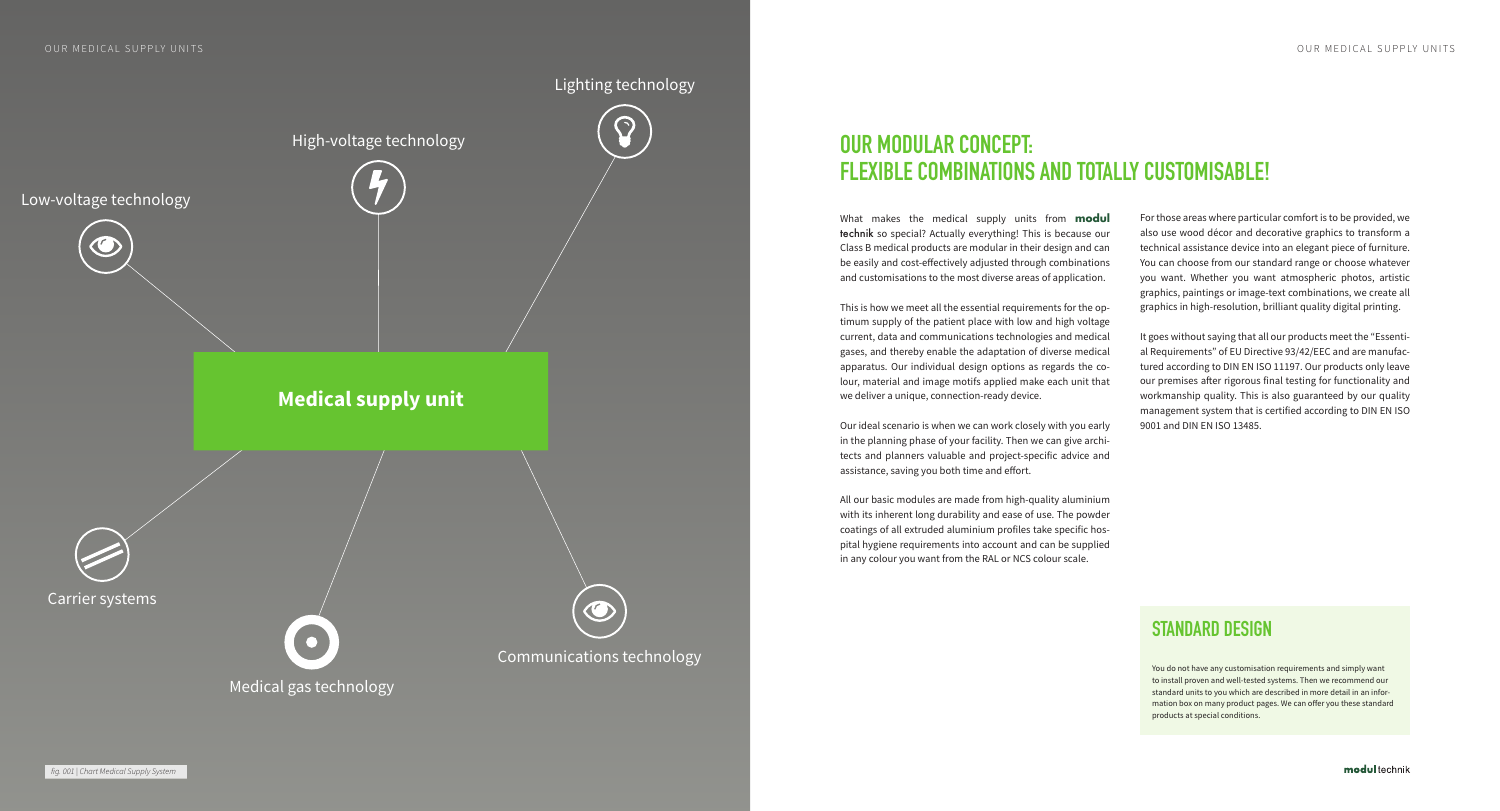Lighting technology

High-voltage technology

Low-voltage technology

**Medical supply unit**

Carrier systems

Communications technology

Medical gas technology

*fig. 001 | Chart Medical Supply System*

# OUR MODULAR CONCEPT: FLEXIBLE COMBINATIONS AND TOTALLY CUSTOMISABLE!

What makes the medical supply units from **modul** technik so special? Actually everything! This is because our Class B medical products are modular in their design and can be easily and cost-effectively adjusted through combinations and customisations to the most diverse areas of application.

This is how we meet all the essential requirements for the optimum supply of the patient place with low and high voltage current, data and communications technologies and medical gases, and thereby enable the adaptation of diverse medical apparatus. Our individual design options as regards the colour, material and image motifs applied make each unit that we deliver a unique, connection-ready device.

Our ideal scenario is when we can work closely with you early in the planning phase of your facility. Then we can give architects and planners valuable and project-specific advice and assistance, saving you both time and effort.

All our basic modules are made from high-quality aluminium with its inherent long durability and ease of use. The powder coatings of all extruded aluminium profiles take specific hospital hygiene requirements into account and can be supplied in any colour you want from the RAL or NCS colour scale.

For those areas where particular comfort is to be provided, we also use wood décor and decorative graphics to transform a technical assistance device into an elegant piece of furniture. You can choose from our standard range or choose whatever you want. Whether you want atmospheric photos, artistic graphics, paintings or image-text combinations, we create all graphics in high-resolution, brilliant quality digital printing.

It goes without saying that all our products meet the "Essential Requirements" of EU Directive 93/42/EEC and are manufactured according to DIN EN ISO 11197. Our products only leave our premises after rigorous final testing for functionality and workmanship quality. This is also guaranteed by our quality management system that is certified according to DIN EN ISO 9001 and DIN EN ISO 13485.

## STANDARD DESIGN

You do not have any customisation requirements and simply want to install proven and well-tested systems. Then we recommend our standard units to you which are described in more detail in an information box on many product pages. We can offer you these standard products at special conditions.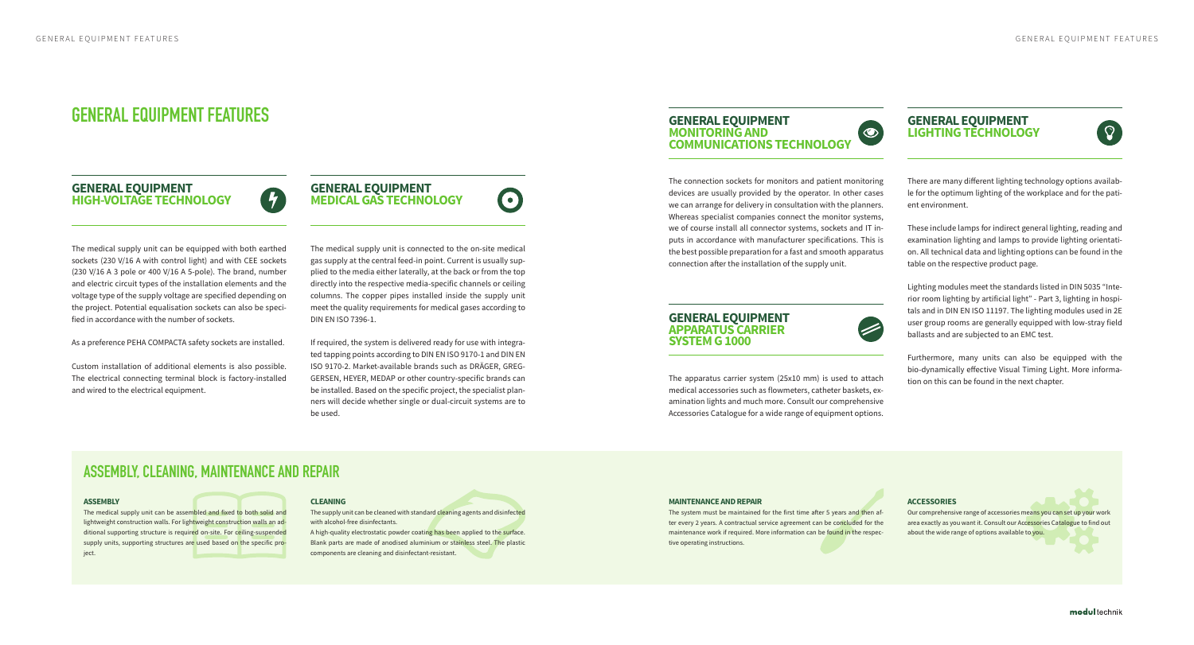# GENERAL EQUIPMENT FEATURES

## GENERAL EQUIPMENT HIGH-VOLTAGE TECHNOLOGY

The medical supply unit can be equipped with both earthed sockets (230 V/16 A with control light) and with CEE sockets (230 V/16 A 3 pole or 400 V/16 A 5-pole). The brand, number and electric circuit types of the installation elements and the voltage type of the supply voltage are specified depending on the project. Potential equalisation sockets can also be specified in accordance with the number of sockets.

As a preference PEHA COMPACTA safety sockets are installed.

Custom installation of additional elements is also possible. The electrical connecting terminal block is factory-installed and wired to the electrical equipment.

## GENERAL EQUIPMENT MEDICAL GAS TECHNOLOGY

The medical supply unit is connected to the on-site medical gas supply at the central feed-in point. Current is usually supplied to the media either laterally, at the back or from the top directly into the respective media-specific channels or ceiling columns. The copper pipes installed inside the supply unit meet the quality requirements for medical gases according to DIN EN ISO 7396-1.

If required, the system is delivered ready for use with integrated tapping points according to DIN EN ISO 9170-1 and DIN EN ISO 9170-2. Market-available brands such as DRÄGER, GREGGERSEN, HEYER, MEDAP or other country-specific brands can be installed. Based on the specific project, the specialist planners will decide whether single or dual-circuit systems are to be used.

## GENERAL EQUIPMENT MONITORING AND COMMUNICATIONS TECHNOLOGY

The connection sockets for monitors and patient monitoring devices are usually provided by the operator. In other cases we can arrange for delivery in consultation with the planners. Whereas specialist companies connect the monitor systems, we of course install all connector systems, sockets and IT inputs in accordance with manufacturer specifications. This is the best possible preparation for a fast and smooth apparatus connection after the installation of the supply unit.

## GENERAL EQUIPMENT APPARATUS CARRIER SYSTEM G 1000

The apparatus carrier system (25x10 mm) is used to attach medical accessories such as flowmeters, catheter baskets, examination lights and much more. Consult our comprehensive Accessories Catalogue for a wide range of equipment options.

## GENERAL EQUIPMENT LIGHTING TECHNOLOGY

There are many different lighting technology options available for the optimum lighting of the workplace and for the patient environment.

These include lamps for indirect general lighting, reading and examination lighting and lamps to provide lighting orientation. All technical data and lighting options can be found in the table on the respective product page.

Lighting modules meet the standards listed in DIN 5035 "Interior room lighting by artificial light" - Part 3, lighting in hospitals and in DIN EN ISO 11197. The lighting modules used in 2E user group rooms are generally equipped with low-stray field ballasts and are subjected to an EMC test.

Furthermore, many units can also be equipped with the bio-dynamically effective Visual Timing Light. More information on this can be found in the next chapter.

# ASSEMBLY, CLEANING, MAINTENANCE AND REPAIR

### ASSEMBLY

The medical supply unit can be assembled and fixed to both solid and lightweight construction walls. For lightweight construction walls an additional supporting structure is required on-site. For ceiling-suspended supply units, supporting structures are used based on the specific project.

### CLEANING

The supply unit can be cleaned with standard cleaning agents and disinfected with alcohol-free disinfectants.

A high-quality electrostatic powder coating has been applied to the surface. Blank parts are made of anodised aluminium or stainless steel. The plastic components are cleaning and disinfectant-resistant.

### MAINTENANCE AND REPAIR

The system must be maintained for the first time after 5 years and then after every 2 years. A contractual service agreement can be concluded for the maintenance work if required. More information can be found in the respective operating instructions.

### ACCESSORIES

Our comprehensive range of accessories means you can set up your work area exactly as you want it. Consult our Accessories Catalogue to find out about the wide range of options available to you.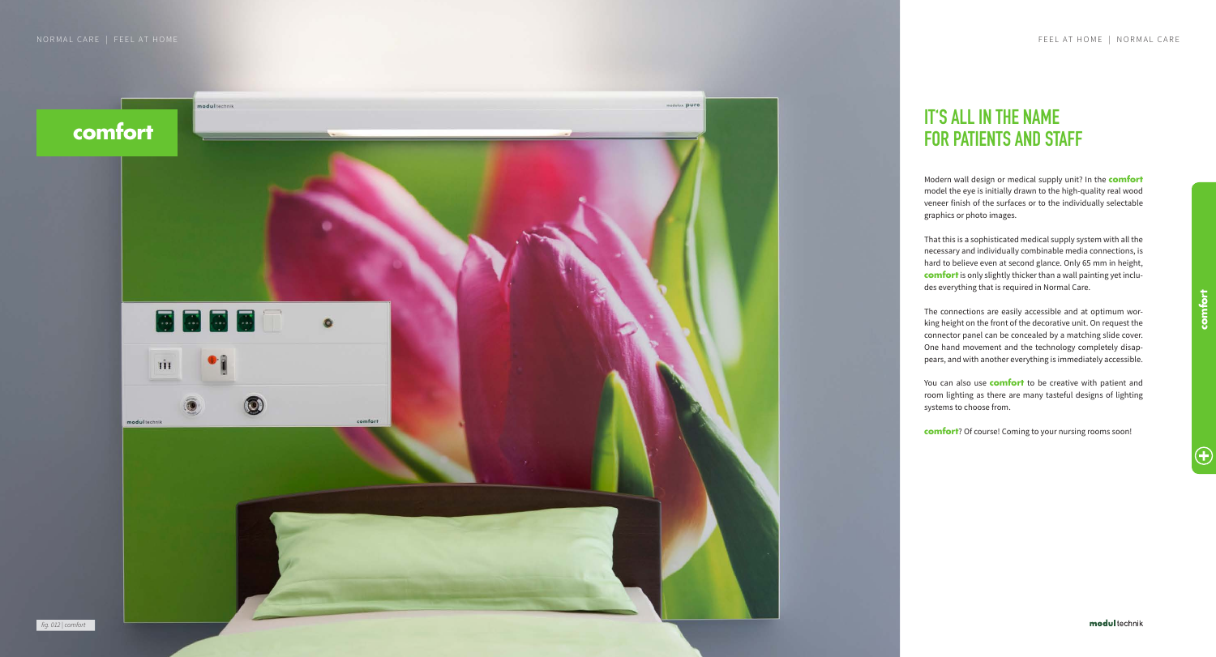## comfort

# IT'S ALL IN THE NAME FOR PATIENTS AND STAFF

Modern wall design or medical supply unit? In the **comfort** model the eye is initially drawn to the high-quality real wood veneer finish of the surfaces or to the individually selectable graphics or photo images.

That this is a sophisticated medical supply system with all the necessary and individually combinable media connections, is hard to believe even at second glance. Only 65 mm in height, **comfort** is only slightly thicker than a wall painting yet includes everything that is required in Normal Care.

The connections are easily accessible and at optimum working height on the front of the decorative unit. On request the connector panel can be concealed by a matching slide cover. One hand movement and the technology completely disappears, and with another everything is immediately accessible.

You can also use **comfort** to be creative with patient and room lighting as there are many tasteful designs of lighting systems to choose from.

**comfort**? Of course! Coming to your nursing rooms soon!

*fig. 012 | comfort*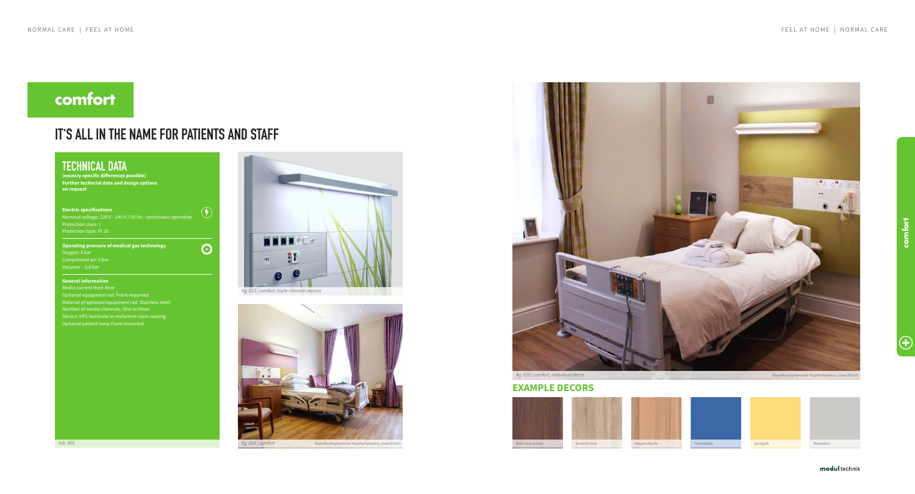# comfort

## IT'S ALL IN THE NAME FOR PATIENTS AND STAFF

### TECHNICAL DATA

**(country-specific differences possible)**
**Further techncial data and design options on request**

**Electric specifications**
Nominal voltage: 230 V - 240 V / 50 Hz - continuous operation
Protection class: I
Protection type: IP 20

**Operating pressure of medical gas technology**
Oxygen: 5 bar
Compressed air: 5 bar
Vacuum: - 0,8 bar

**General information**
Media current feed: Rear
Optional equipment rail: Front-mounted
Material of optional equipment rail: Stainless steel
Number of media channels: One to three
Décors: HPL-laminate or melamine resin coating
Optional patient lamp Front-mounted

tab. 005

fig. 013 | comfort, triple-channel version

fig. 014 | comfort — Royal Buckinghamshire Hospital Aylesbury, Great Britain

fig. 015 | comfort, individual decor — Royal Buckinghamshire Hospital Aylesbury, Great Britain

### EXAMPLE DECORS

Bella noce schoko — Sonoma Eiche — Niagara Buche — Himmelblau — Sonnigelb — Manhattan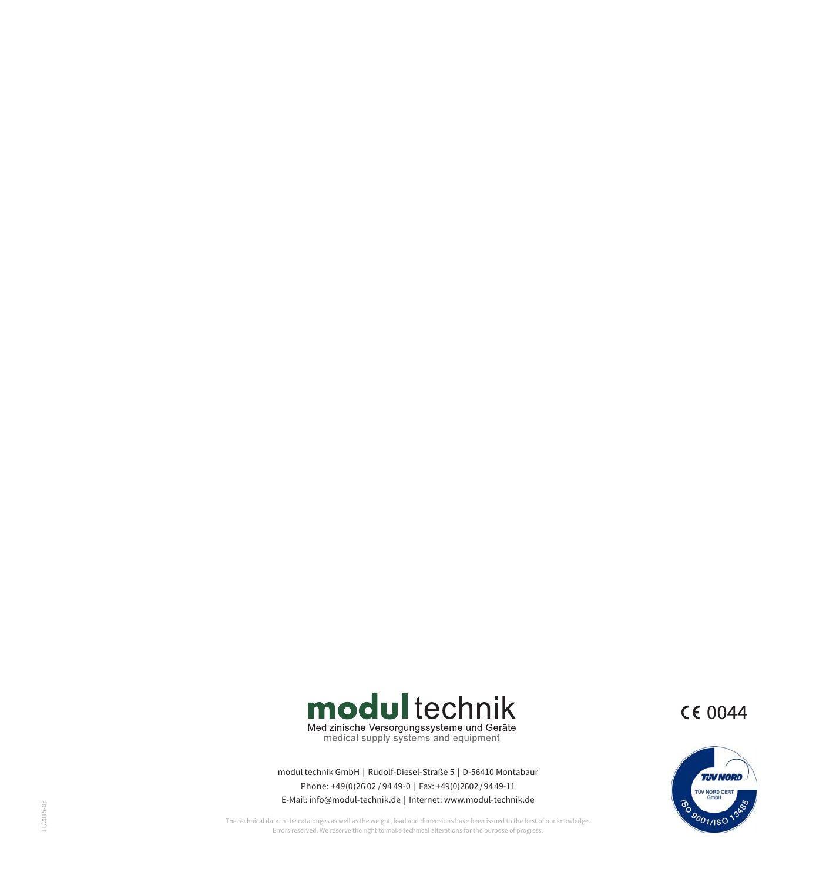**modul technik**
Medizinische Versorgungssysteme und Geräte
medical supply systems and equipment

CE 0044

TÜV NORD
TÜV NORD CERT GmbH
ISO 9001/ISO 13485

modul technik GmbH | Rudolf-Diesel-Straße 5 | D-56410 Montabaur
Phone: +49(0)26 02 / 94 49-0 | Fax: +49(0)2602 / 94 49-11
E-Mail: info@modul-technik.de | Internet: www.modul-technik.de

The technical data in the catalouges as well as the weight, load and dimensions have been issued to the best of our knowledge.
Errors reserved. We reserve the right to make technical alterations for the purpose of progress.

11/2015-0E